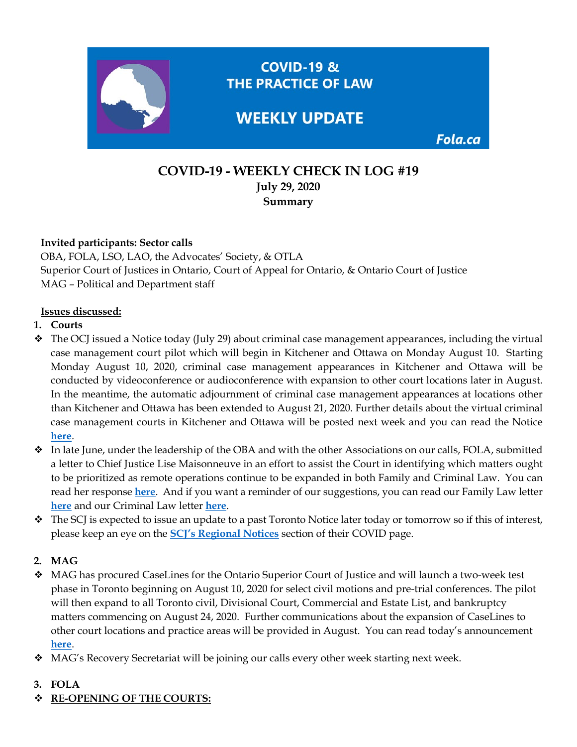# COVID-19 & THE PRACTICE OF LAW

# WEEKLY UPDATE

Fola.ca

## COVID-19 - WEEKLY CHECK IN LOG #19

**July 29, 2020**

**Summary**

**Invited participants: Sector calls**

OBA, FOLA, LSO, LAO, the Advocates' Society, & OTLA

Superior Court of Justices in Ontario, Court of Appeal for Ontario, & Ontario Court of Justice

MAG – Political and Department staff

**Issues discussed:**

1. **Courts**

- The OCJ issued a Notice today (July 29) about criminal case management appearances, including the virtual case management court pilot which will begin in Kitchener and Ottawa on Monday August 10. Starting Monday August 10, 2020, criminal case management appearances in Kitchener and Ottawa will be conducted by videoconference or audioconference with expansion to other court locations later in August. In the meantime, the automatic adjournment of criminal case management appearances at locations other than Kitchener and Ottawa has been extended to August 21, 2020. Further details about the virtual criminal case management courts in Kitchener and Ottawa will be posted next week and you can read the Notice **here**.
- In late June, under the leadership of the OBA and with the other Associations on our calls, FOLA, submitted a letter to Chief Justice Lise Maisonneuve in an effort to assist the Court in identifying which matters ought to be prioritized as remote operations continue to be expanded in both Family and Criminal Law. You can read her response **here**. And if you want a reminder of our suggestions, you can read our Family Law letter **here** and our Criminal Law letter **here**.
- The SCJ is expected to issue an update to a past Toronto Notice later today or tomorrow so if this of interest, please keep an eye on the **SCJ's Regional Notices** section of their COVID page.

2. **MAG**

- MAG has procured CaseLines for the Ontario Superior Court of Justice and will launch a two-week test phase in Toronto beginning on August 10, 2020 for select civil motions and pre-trial conferences. The pilot will then expand to all Toronto civil, Divisional Court, Commercial and Estate List, and bankruptcy matters commencing on August 24, 2020. Further communications about the expansion of CaseLines to other court locations and practice areas will be provided in August. You can read today's announcement **here**.
- MAG's Recovery Secretariat will be joining our calls every other week starting next week.

3. **FOLA**

- **RE-OPENING OF THE COURTS:**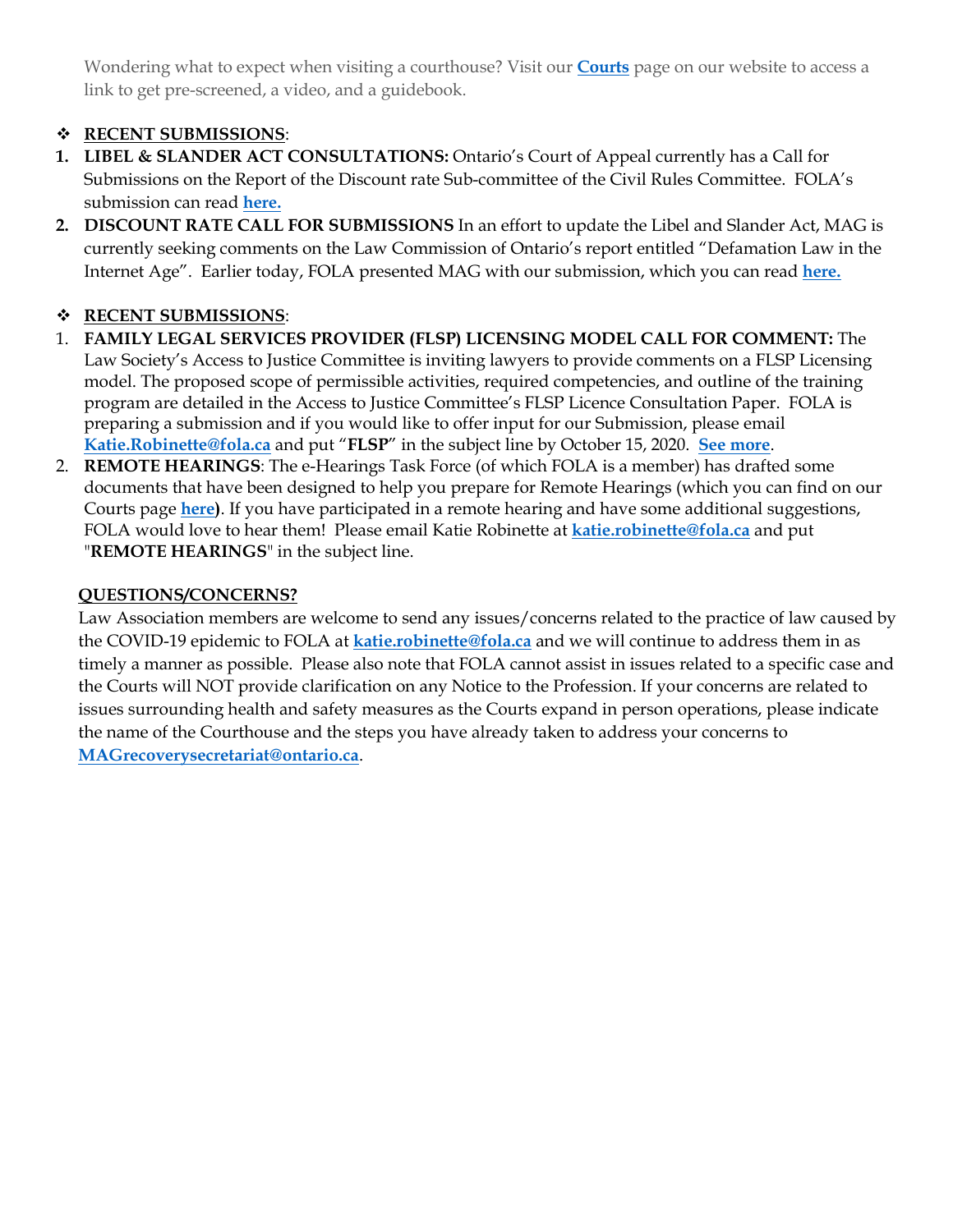Wondering what to expect when visiting a courthouse? Visit our **Courts** page on our website to access a link to get pre-screened, a video, and a guidebook.

❖ **RECENT SUBMISSIONS**:

1. **LIBEL & SLANDER ACT CONSULTATIONS:** Ontario's Court of Appeal currently has a Call for Submissions on the Report of the Discount rate Sub-committee of the Civil Rules Committee. FOLA's submission can read **here.**
2. **DISCOUNT RATE CALL FOR SUBMISSIONS** In an effort to update the Libel and Slander Act, MAG is currently seeking comments on the Law Commission of Ontario's report entitled "Defamation Law in the Internet Age". Earlier today, FOLA presented MAG with our submission, which you can read **here.**

❖ **RECENT SUBMISSIONS**:

1. **FAMILY LEGAL SERVICES PROVIDER (FLSP) LICENSING MODEL CALL FOR COMMENT:** The Law Society's Access to Justice Committee is inviting lawyers to provide comments on a FLSP Licensing model. The proposed scope of permissible activities, required competencies, and outline of the training program are detailed in the Access to Justice Committee's FLSP Licence Consultation Paper. FOLA is preparing a submission and if you would like to offer input for our Submission, please email **Katie.Robinette@fola.ca** and put "**FLSP**" in the subject line by October 15, 2020. **See more**.
2. **REMOTE HEARINGS**: The e-Hearings Task Force (of which FOLA is a member) has drafted some documents that have been designed to help you prepare for Remote Hearings (which you can find on our Courts page **here)**. If you have participated in a remote hearing and have some additional suggestions, FOLA would love to hear them! Please email Katie Robinette at **katie.robinette@fola.ca** and put "**REMOTE HEARINGS**" in the subject line.

**QUESTIONS/CONCERNS?**

Law Association members are welcome to send any issues/concerns related to the practice of law caused by the COVID-19 epidemic to FOLA at **katie.robinette@fola.ca** and we will continue to address them in as timely a manner as possible. Please also note that FOLA cannot assist in issues related to a specific case and the Courts will NOT provide clarification on any Notice to the Profession. If your concerns are related to issues surrounding health and safety measures as the Courts expand in person operations, please indicate the name of the Courthouse and the steps you have already taken to address your concerns to **MAGrecoverysecretariat@ontario.ca**.